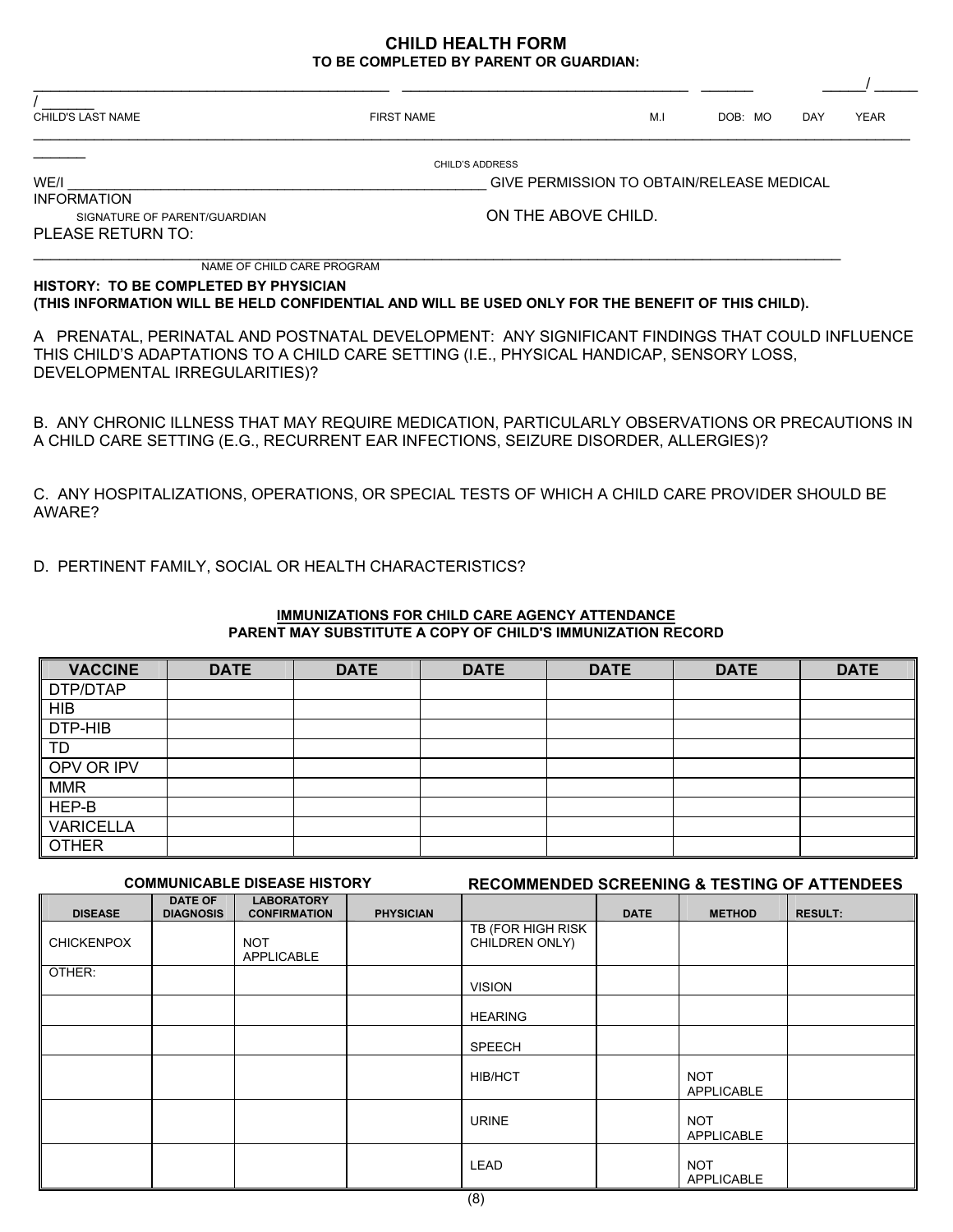# CHILD HEALTH FORM

**TO BE COMPLETED BY PARENT OR GUARDIAN:**

_____________________________________________ ___________________________________ _______ _____/ _____ / _______

CHILD'S LAST NAME FIRST NAME M.I DOB: MO DAY YEAR

_____________________________________________________________________________________________________________

CHILD'S ADDRESS

WE/I _____________________________________________________ GIVE PERMISSION TO OBTAIN/RELEASE MEDICAL INFORMATION

SIGNATURE OF PARENT/GUARDIAN ON THE ABOVE CHILD.

PLEASE RETURN TO:

_____________________________________________________________________________________________

NAME OF CHILD CARE PROGRAM

**HISTORY: TO BE COMPLETED BY PHYSICIAN**
**(THIS INFORMATION WILL BE HELD CONFIDENTIAL AND WILL BE USED ONLY FOR THE BENEFIT OF THIS CHILD).**

A PRENATAL, PERINATAL AND POSTNATAL DEVELOPMENT: ANY SIGNIFICANT FINDINGS THAT COULD INFLUENCE THIS CHILD'S ADAPTATIONS TO A CHILD CARE SETTING (I.E., PHYSICAL HANDICAP, SENSORY LOSS, DEVELOPMENTAL IRREGULARITIES)?

B. ANY CHRONIC ILLNESS THAT MAY REQUIRE MEDICATION, PARTICULARLY OBSERVATIONS OR PRECAUTIONS IN A CHILD CARE SETTING (E.G., RECURRENT EAR INFECTIONS, SEIZURE DISORDER, ALLERGIES)?

C. ANY HOSPITALIZATIONS, OPERATIONS, OR SPECIAL TESTS OF WHICH A CHILD CARE PROVIDER SHOULD BE AWARE?

D. PERTINENT FAMILY, SOCIAL OR HEALTH CHARACTERISTICS?

**IMMUNIZATIONS FOR CHILD CARE AGENCY ATTENDANCE**
**PARENT MAY SUBSTITUTE A COPY OF CHILD'S IMMUNIZATION RECORD**

| VACCINE | DATE | DATE | DATE | DATE | DATE | DATE |
|---|---|---|---|---|---|---|
| DTP/DTAP | | | | | | |
| HIB | | | | | | |
| DTP-HIB | | | | | | |
| TD | | | | | | |
| OPV OR IPV | | | | | | |
| MMR | | | | | | |
| HEP-B | | | | | | |
| VARICELLA | | | | | | |
| OTHER | | | | | | |

**COMMUNICABLE DISEASE HISTORY** / **RECOMMENDED SCREENING & TESTING OF ATTENDEES**

| DISEASE | DATE OF DIAGNOSIS | LABORATORY CONFIRMATION | PHYSICIAN | | DATE | METHOD | RESULT: |
|---|---|---|---|---|---|---|---|
| CHICKENPOX | | NOT APPLICABLE | | TB (FOR HIGH RISK CHILDREN ONLY) | | | |
| OTHER: | | | | VISION | | | |
| | | | | HEARING | | | |
| | | | | SPEECH | | | |
| | | | | HIB/HCT | | NOT APPLICABLE | |
| | | | | URINE | | NOT APPLICABLE | |
| | | | | LEAD | | NOT APPLICABLE | |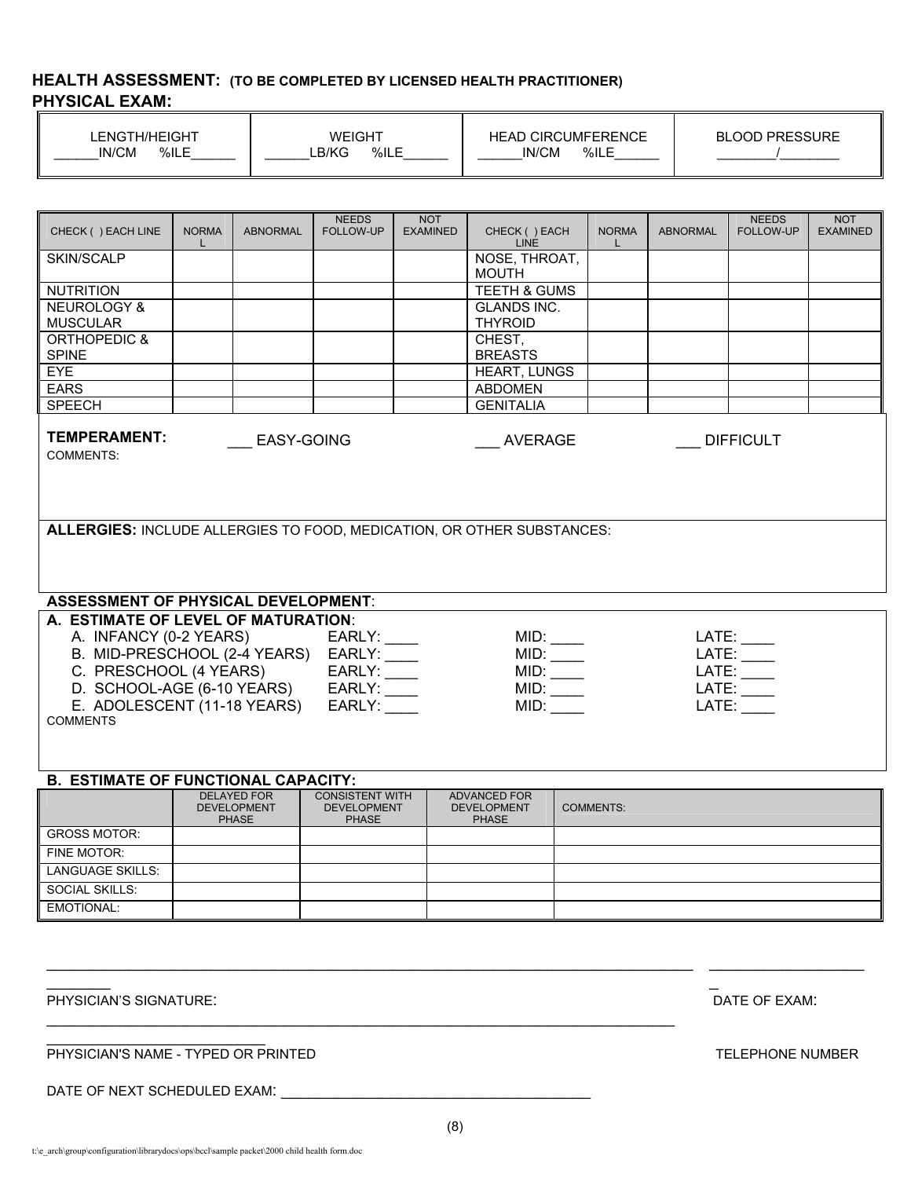## HEALTH ASSESSMENT: (TO BE COMPLETED BY LICENSED HEALTH PRACTITIONER)

## PHYSICAL EXAM:

| LENGTH/HEIGHT | WEIGHT | HEAD CIRCUMFERENCE | BLOOD PRESSURE |
|---|---|---|---|
| ______IN/CM %ILE______ | ______LB/KG %ILE______ | ______IN/CM %ILE______ | ________/________ |

| CHECK ( ) EACH LINE | NORMAL | ABNORMAL | NEEDS FOLLOW-UP | NOT EXAMINED | CHECK ( ) EACH LINE | NORMAL | ABNORMAL | NEEDS FOLLOW-UP | NOT EXAMINED |
|---|---|---|---|---|---|---|---|---|---|
| SKIN/SCALP | | | | | NOSE, THROAT, MOUTH | | | | |
| NUTRITION | | | | | TEETH & GUMS | | | | |
| NEUROLOGY & MUSCULAR | | | | | GLANDS INC. THYROID | | | | |
| ORTHOPEDIC & SPINE | | | | | CHEST, BREASTS | | | | |
| EYE | | | | | HEART, LUNGS | | | | |
| EARS | | | | | ABDOMEN | | | | |
| SPEECH | | | | | GENITALIA | | | | |

**TEMPERAMENT:** ___ EASY-GOING ___ AVERAGE ___ DIFFICULT

COMMENTS:

**ALLERGIES:** INCLUDE ALLERGIES TO FOOD, MEDICATION, OR OTHER SUBSTANCES:

**ASSESSMENT OF PHYSICAL DEVELOPMENT**:

**A. ESTIMATE OF LEVEL OF MATURATION**:

| | | | |
|---|---|---|---|
| A. INFANCY (0-2 YEARS) | EARLY: ____ | MID: ____ | LATE: ____ |
| B. MID-PRESCHOOL (2-4 YEARS) | EARLY: ____ | MID: ____ | LATE: ____ |
| C. PRESCHOOL (4 YEARS) | EARLY: ____ | MID: ____ | LATE: ____ |
| D. SCHOOL-AGE (6-10 YEARS) | EARLY: ____ | MID: ____ | LATE: ____ |
| E. ADOLESCENT (11-18 YEARS) | EARLY: ____ | MID: ____ | LATE: ____ |

COMMENTS

**B. ESTIMATE OF FUNCTIONAL CAPACITY:**

| | DELAYED FOR DEVELOPMENT PHASE | CONSISTENT WITH DEVELOPMENT PHASE | ADVANCED FOR DEVELOPMENT PHASE | COMMENTS: |
|---|---|---|---|---|
| GROSS MOTOR: | | | | |
| FINE MOTOR: | | | | |
| LANGUAGE SKILLS: | | | | |
| SOCIAL SKILLS: | | | | |
| EMOTIONAL: | | | | |

______________________________________________________________________ ____________________

PHYSICIAN'S SIGNATURE: DATE OF EXAM:

______________________________________________________________________

PHYSICIAN'S NAME - TYPED OR PRINTED TELEPHONE NUMBER

DATE OF NEXT SCHEDULED EXAM: ________________________________________

t:\e_arch\group\configuration\librarydocs\ops\bccl\sample packet\2000 child health form.doc